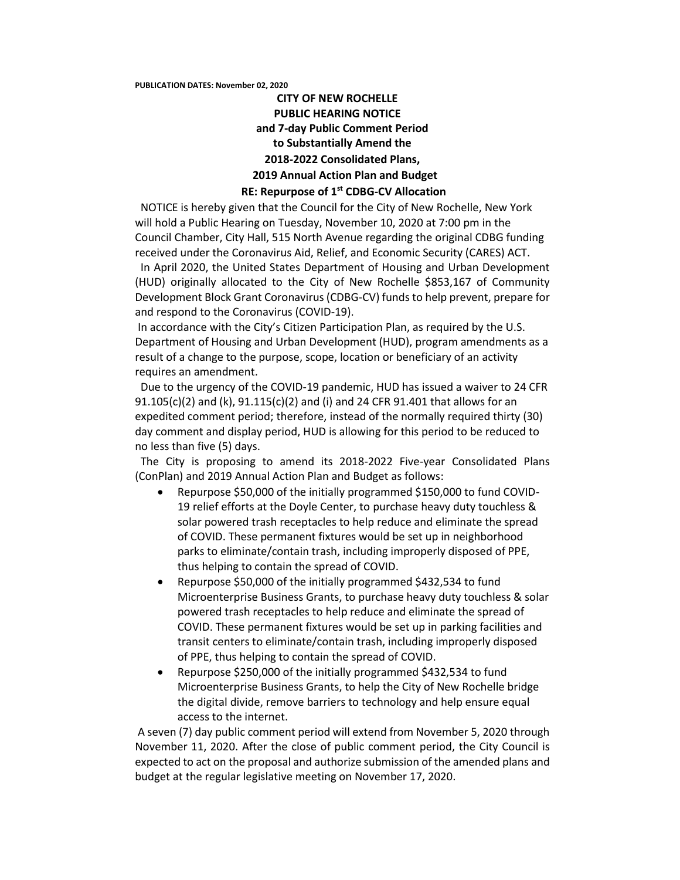**PUBLICATION DATES: November 02, 2020**

# CITY OF NEW ROCHELLE
## PUBLIC HEARING NOTICE
## and 7-day Public Comment Period
## to Substantially Amend the
## 2018-2022 Consolidated Plans,
## 2019 Annual Action Plan and Budget
## RE: Repurpose of 1st CDBG-CV Allocation

NOTICE is hereby given that the Council for the City of New Rochelle, New York will hold a Public Hearing on Tuesday, November 10, 2020 at 7:00 pm in the Council Chamber, City Hall, 515 North Avenue regarding the original CDBG funding received under the Coronavirus Aid, Relief, and Economic Security (CARES) ACT.

In April 2020, the United States Department of Housing and Urban Development (HUD) originally allocated to the City of New Rochelle $853,167 of Community Development Block Grant Coronavirus (CDBG-CV) funds to help prevent, prepare for and respond to the Coronavirus (COVID-19).

In accordance with the City's Citizen Participation Plan, as required by the U.S. Department of Housing and Urban Development (HUD), program amendments as a result of a change to the purpose, scope, location or beneficiary of an activity requires an amendment.

Due to the urgency of the COVID-19 pandemic, HUD has issued a waiver to 24 CFR 91.105(c)(2) and (k), 91.115(c)(2) and (i) and 24 CFR 91.401 that allows for an expedited comment period; therefore, instead of the normally required thirty (30) day comment and display period, HUD is allowing for this period to be reduced to no less than five (5) days.

The City is proposing to amend its 2018-2022 Five-year Consolidated Plans (ConPlan) and 2019 Annual Action Plan and Budget as follows:

- Repurpose $50,000 of the initially programmed $150,000 to fund COVID-19 relief efforts at the Doyle Center, to purchase heavy duty touchless & solar powered trash receptacles to help reduce and eliminate the spread of COVID. These permanent fixtures would be set up in neighborhood parks to eliminate/contain trash, including improperly disposed of PPE, thus helping to contain the spread of COVID.
- Repurpose $50,000 of the initially programmed $432,534 to fund Microenterprise Business Grants, to purchase heavy duty touchless & solar powered trash receptacles to help reduce and eliminate the spread of COVID. These permanent fixtures would be set up in parking facilities and transit centers to eliminate/contain trash, including improperly disposed of PPE, thus helping to contain the spread of COVID.
- Repurpose $250,000 of the initially programmed $432,534 to fund Microenterprise Business Grants, to help the City of New Rochelle bridge the digital divide, remove barriers to technology and help ensure equal access to the internet.

A seven (7) day public comment period will extend from November 5, 2020 through November 11, 2020. After the close of public comment period, the City Council is expected to act on the proposal and authorize submission of the amended plans and budget at the regular legislative meeting on November 17, 2020.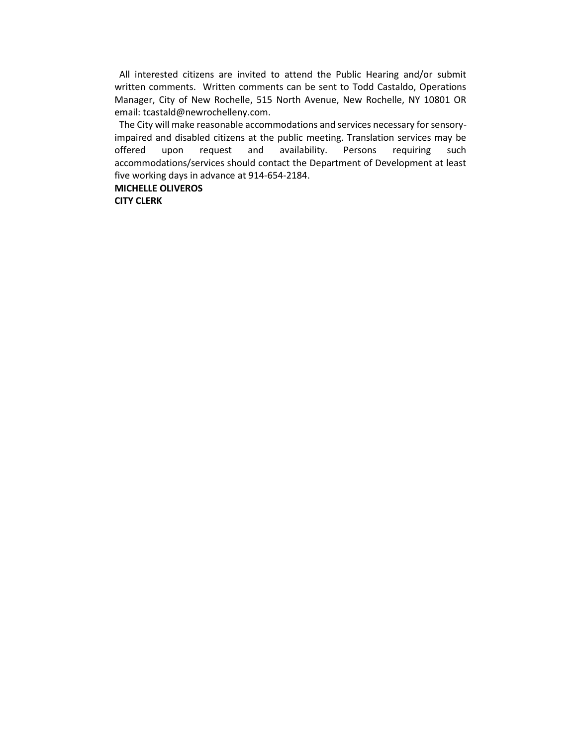All interested citizens are invited to attend the Public Hearing and/or submit written comments. Written comments can be sent to Todd Castaldo, Operations Manager, City of New Rochelle, 515 North Avenue, New Rochelle, NY 10801 OR email: tcastald@newrochelleny.com.

The City will make reasonable accommodations and services necessary for sensory-impaired and disabled citizens at the public meeting. Translation services may be offered upon request and availability. Persons requiring such accommodations/services should contact the Department of Development at least five working days in advance at 914-654-2184.

**MICHELLE OLIVEROS**
**CITY CLERK**